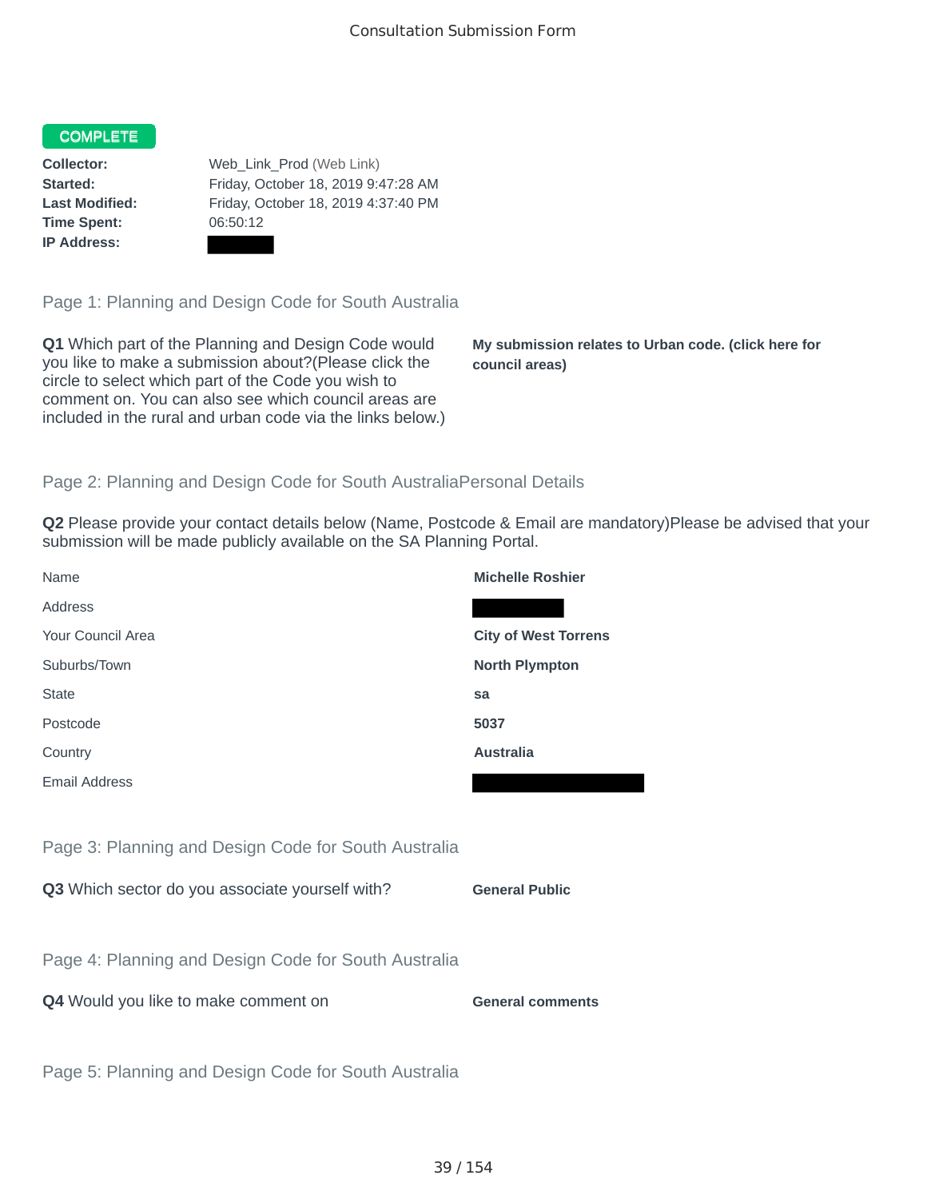# Consultation Submission Form

**COMPLETE**

**Collector:** Web_Link_Prod (Web Link)
**Started:** Friday, October 18, 2019 9:47:28 AM
**Last Modified:** Friday, October 18, 2019 4:37:40 PM
**Time Spent:** 06:50:12
**IP Address:**

## Page 1: Planning and Design Code for South Australia

**Q1** Which part of the Planning and Design Code would you like to make a submission about?(Please click the circle to select which part of the Code you wish to comment on. You can also see which council areas are included in the rural and urban code via the links below.)

**My submission relates to Urban code. (click here for council areas)**

## Page 2: Planning and Design Code for South AustraliaPersonal Details

**Q2** Please provide your contact details below (Name, Postcode & Email are mandatory)Please be advised that your submission will be made publicly available on the SA Planning Portal.

| | |
|---|---|
| Name | **Michelle Roshier** |
| Address | |
| Your Council Area | **City of West Torrens** |
| Suburbs/Town | **North Plympton** |
| State | **sa** |
| Postcode | **5037** |
| Country | **Australia** |
| Email Address | |

## Page 3: Planning and Design Code for South Australia

**Q3** Which sector do you associate yourself with?

**General Public**

## Page 4: Planning and Design Code for South Australia

**Q4** Would you like to make comment on

**General comments**

## Page 5: Planning and Design Code for South Australia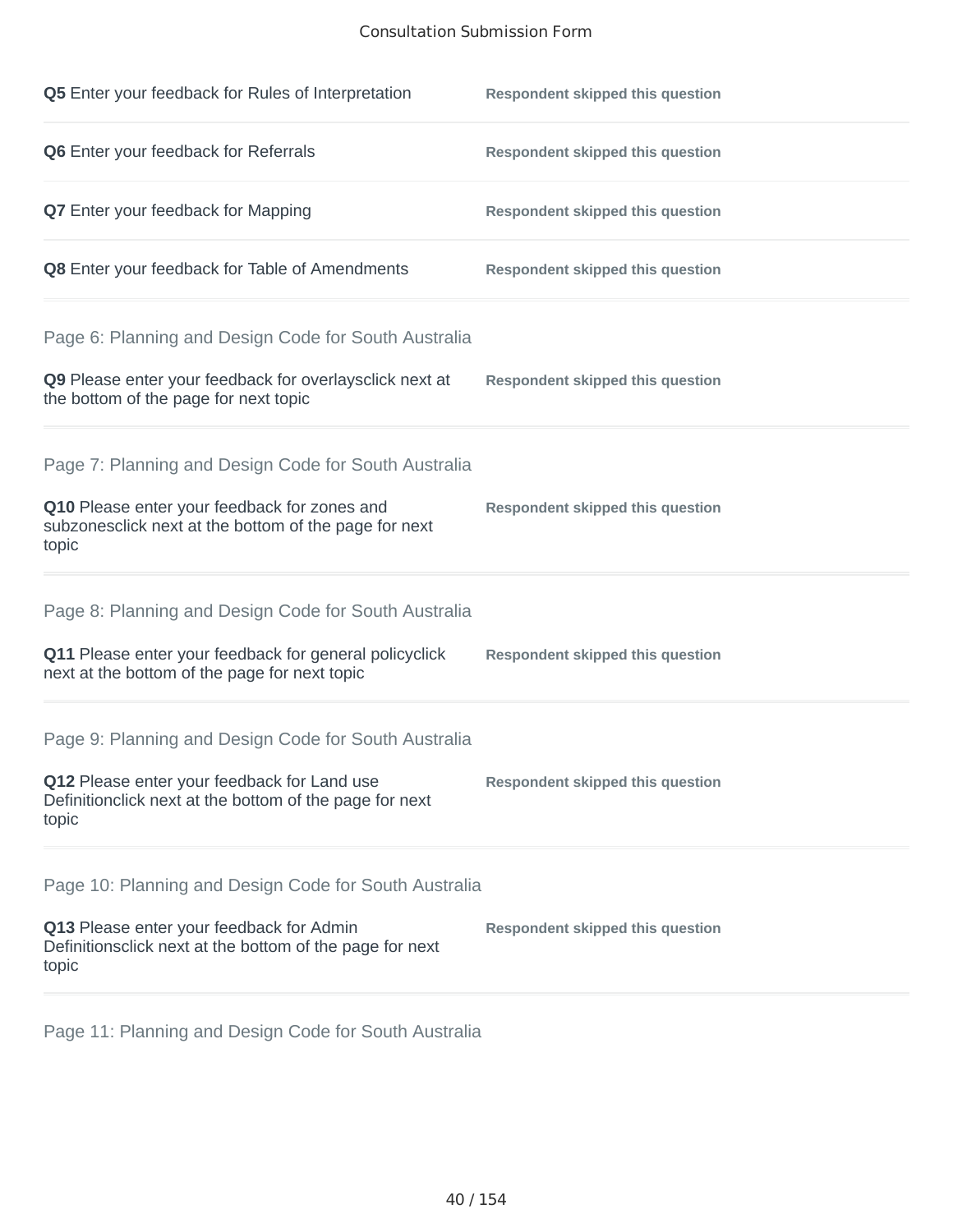**Q5** Enter your feedback for Rules of Interpretation — **Respondent skipped this question**

**Q6** Enter your feedback for Referrals — **Respondent skipped this question**

**Q7** Enter your feedback for Mapping — **Respondent skipped this question**

**Q8** Enter your feedback for Table of Amendments — **Respondent skipped this question**

## Page 6: Planning and Design Code for South Australia

**Q9** Please enter your feedback for overlaysclick next at the bottom of the page for next topic — **Respondent skipped this question**

## Page 7: Planning and Design Code for South Australia

**Q10** Please enter your feedback for zones and subzonesclick next at the bottom of the page for next topic — **Respondent skipped this question**

## Page 8: Planning and Design Code for South Australia

**Q11** Please enter your feedback for general policyclick next at the bottom of the page for next topic — **Respondent skipped this question**

## Page 9: Planning and Design Code for South Australia

**Q12** Please enter your feedback for Land use Definitionclick next at the bottom of the page for next topic — **Respondent skipped this question**

## Page 10: Planning and Design Code for South Australia

**Q13** Please enter your feedback for Admin Definitionsclick next at the bottom of the page for next topic — **Respondent skipped this question**

## Page 11: Planning and Design Code for South Australia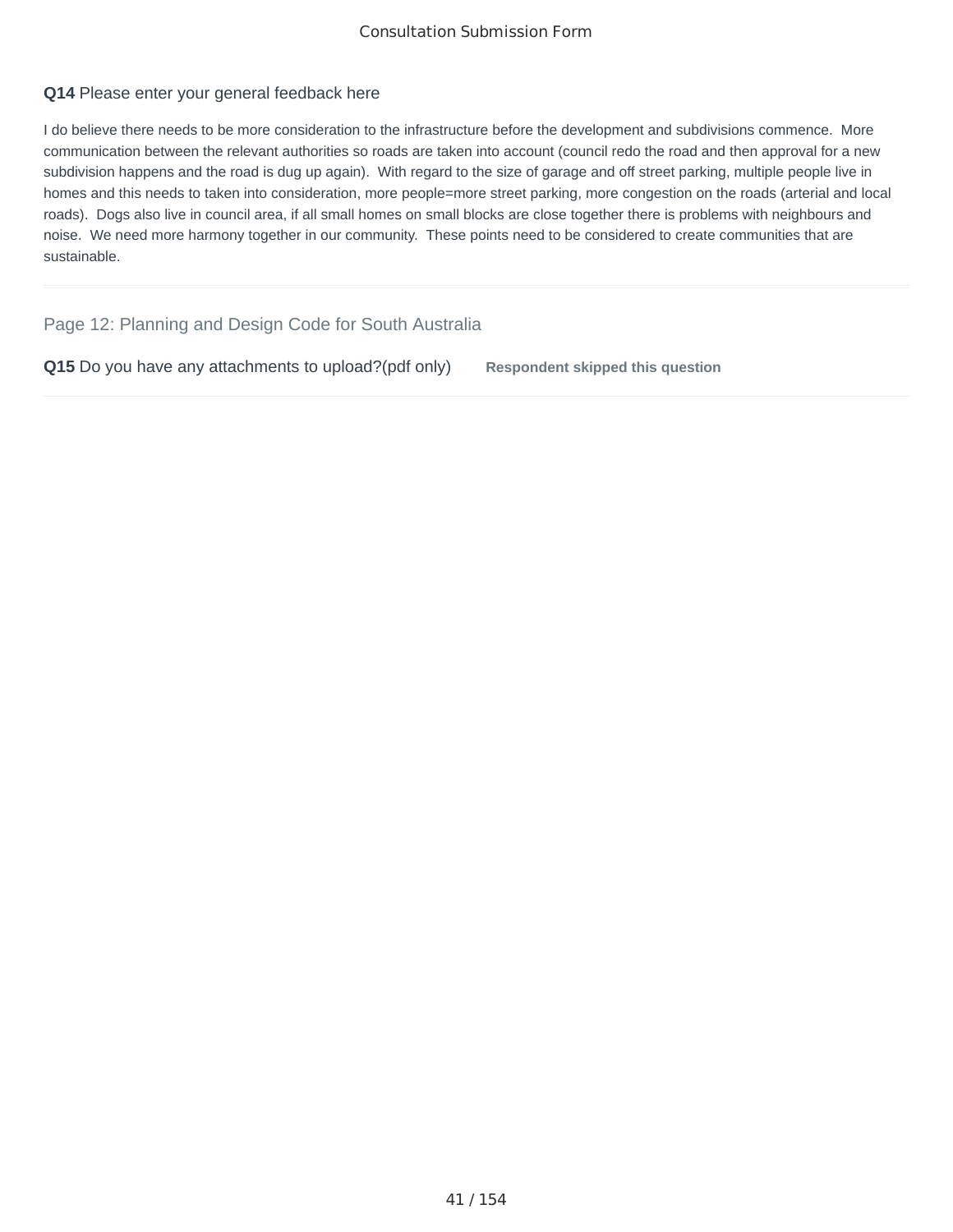**Q14** Please enter your general feedback here

I do believe there needs to be more consideration to the infrastructure before the development and subdivisions commence. More communication between the relevant authorities so roads are taken into account (council redo the road and then approval for a new subdivision happens and the road is dug up again). With regard to the size of garage and off street parking, multiple people live in homes and this needs to taken into consideration, more people=more street parking, more congestion on the roads (arterial and local roads). Dogs also live in council area, if all small homes on small blocks are close together there is problems with neighbours and noise. We need more harmony together in our community. These points need to be considered to create communities that are sustainable.

## Page 12: Planning and Design Code for South Australia

**Q15** Do you have any attachments to upload?(pdf only) **Respondent skipped this question**